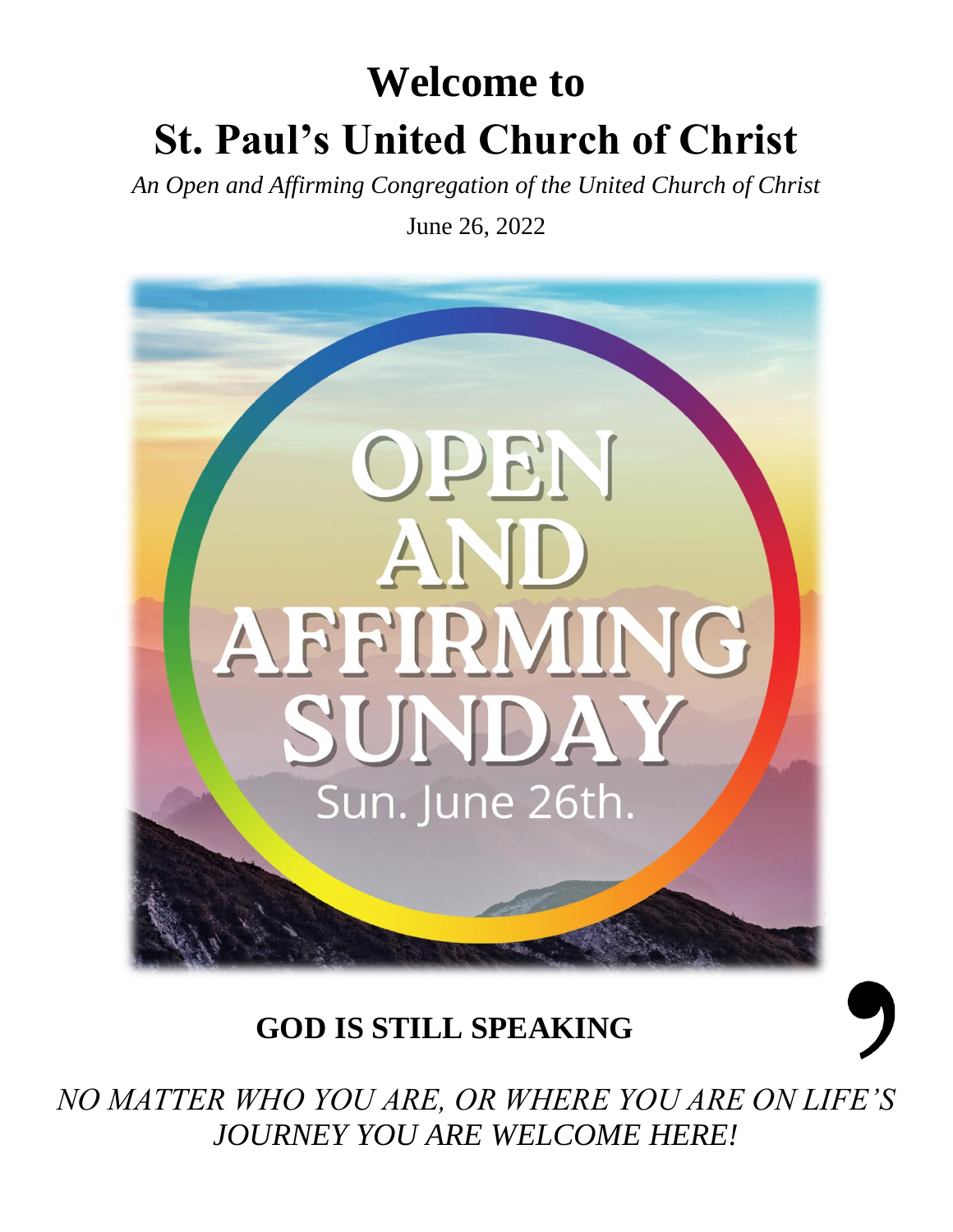# Welcome to
# St. Paul's United Church of Christ

*An Open and Affirming Congregation of the United Church of Christ*

June 26, 2022

OPEN AND AFFIRMING SUNDAY

Sun. June 26th.

## GOD IS STILL SPEAKING,

*NO MATTER WHO YOU ARE, OR WHERE YOU ARE ON LIFE'S JOURNEY YOU ARE WELCOME HERE!*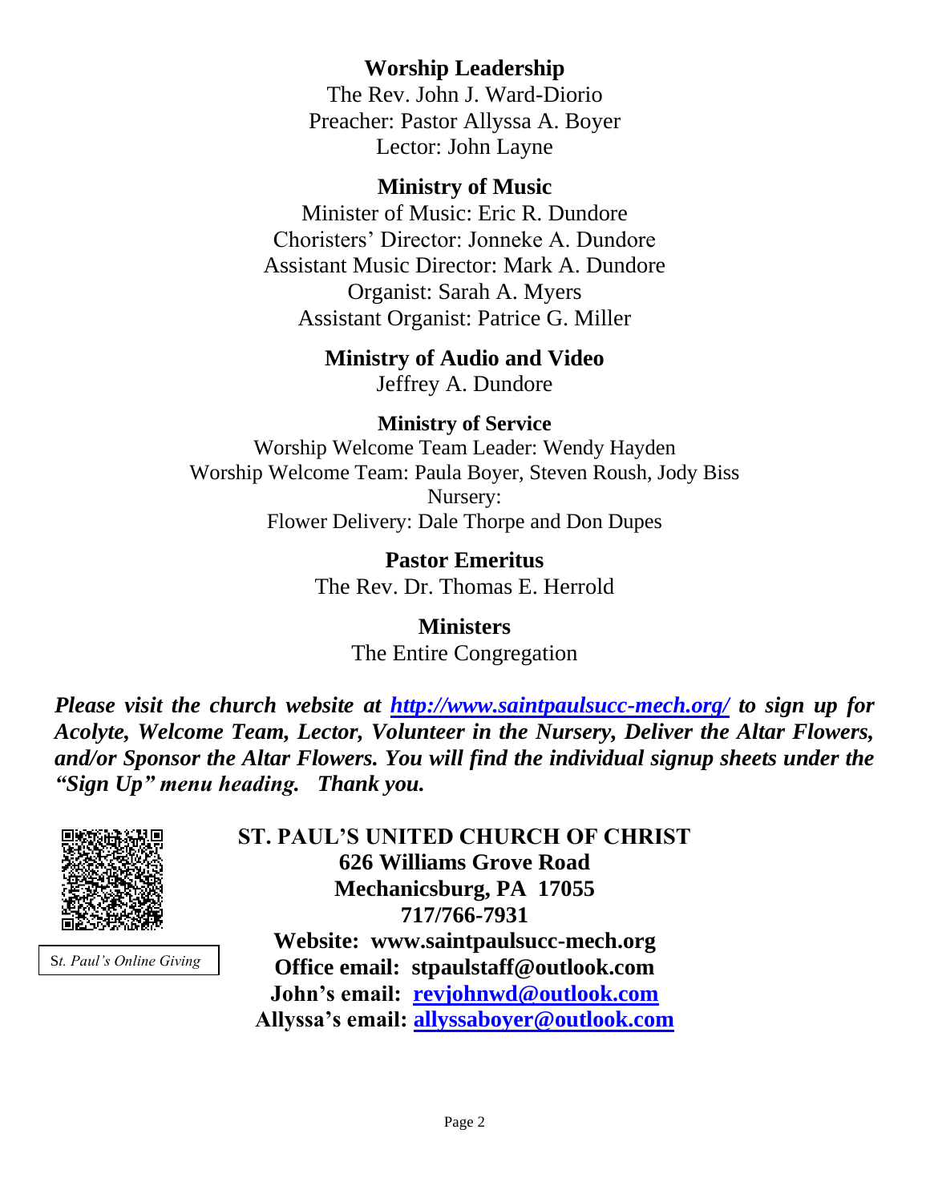## Worship Leadership

The Rev. John J. Ward-Diorio
Preacher: Pastor Allyssa A. Boyer
Lector: John Layne

## Ministry of Music

Minister of Music: Eric R. Dundore
Choristers' Director: Jonneke A. Dundore
Assistant Music Director: Mark A. Dundore
Organist: Sarah A. Myers
Assistant Organist: Patrice G. Miller

## Ministry of Audio and Video

Jeffrey A. Dundore

## Ministry of Service

Worship Welcome Team Leader: Wendy Hayden
Worship Welcome Team: Paula Boyer, Steven Roush, Jody Biss
Nursery:
Flower Delivery: Dale Thorpe and Don Dupes

## Pastor Emeritus

The Rev. Dr. Thomas E. Herrold

## Ministers

The Entire Congregation

***Please visit the church website at [http://www.saintpaulsucc-mech.org/](http://www.saintpaulsucc-mech.org/) to sign up for Acolyte, Welcome Team, Lector, Volunteer in the Nursery, Deliver the Altar Flowers, and/or Sponsor the Altar Flowers. You will find the individual signup sheets under the "Sign Up" menu heading. Thank you.***

*St. Paul's Online Giving*

**ST. PAUL'S UNITED CHURCH OF CHRIST**
**626 Williams Grove Road**
**Mechanicsburg, PA 17055**
**717/766-7931**
**Website: www.saintpaulsucc-mech.org**
**Office email: stpaulstaff@outlook.com**
**John's email: [revjohnwd@outlook.com](mailto:revjohnwd@outlook.com)**
**Allyssa's email: [allyssaboyer@outlook.com](mailto:allyssaboyer@outlook.com)**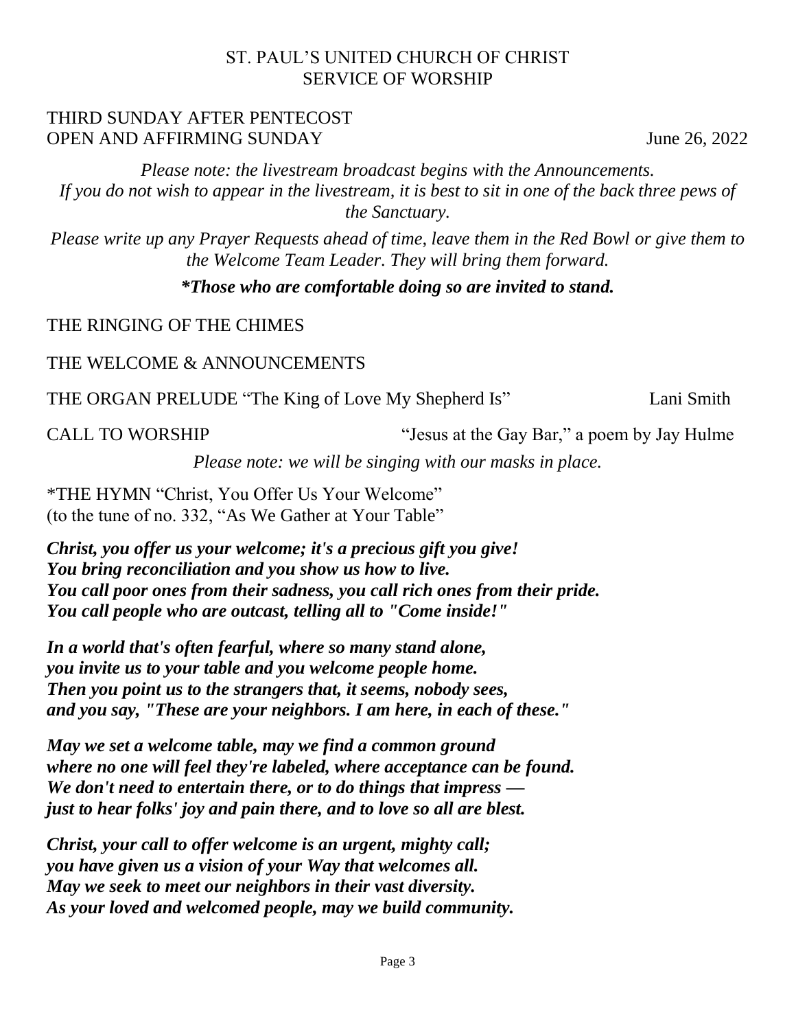ST. PAUL'S UNITED CHURCH OF CHRIST
SERVICE OF WORSHIP

THIRD SUNDAY AFTER PENTECOST
OPEN AND AFFIRMING SUNDAY June 26, 2022

*Please note: the livestream broadcast begins with the Announcements.*
*If you do not wish to appear in the livestream, it is best to sit in one of the back three pews of the Sanctuary.*

*Please write up any Prayer Requests ahead of time, leave them in the Red Bowl or give them to the Welcome Team Leader. They will bring them forward.*

***Those who are comfortable doing so are invited to stand.***

THE RINGING OF THE CHIMES

THE WELCOME & ANNOUNCEMENTS

THE ORGAN PRELUDE "The King of Love My Shepherd Is" Lani Smith

CALL TO WORSHIP "Jesus at the Gay Bar," a poem by Jay Hulme

*Please note: we will be singing with our masks in place.*

*THE HYMN "Christ, You Offer Us Your Welcome"
(to the tune of no. 332, "As We Gather at Your Table"

***Christ, you offer us your welcome; it's a precious gift you give!***
***You bring reconciliation and you show us how to live.***
***You call poor ones from their sadness, you call rich ones from their pride.***
***You call people who are outcast, telling all to "Come inside!"***

***In a world that's often fearful, where so many stand alone,***
***you invite us to your table and you welcome people home.***
***Then you point us to the strangers that, it seems, nobody sees,***
***and you say, "These are your neighbors. I am here, in each of these."***

***May we set a welcome table, may we find a common ground***
***where no one will feel they're labeled, where acceptance can be found.***
***We don't need to entertain there, or to do things that impress —***
***just to hear folks' joy and pain there, and to love so all are blest.***

***Christ, your call to offer welcome is an urgent, mighty call;***
***you have given us a vision of your Way that welcomes all.***
***May we seek to meet our neighbors in their vast diversity.***
***As your loved and welcomed people, may we build community.***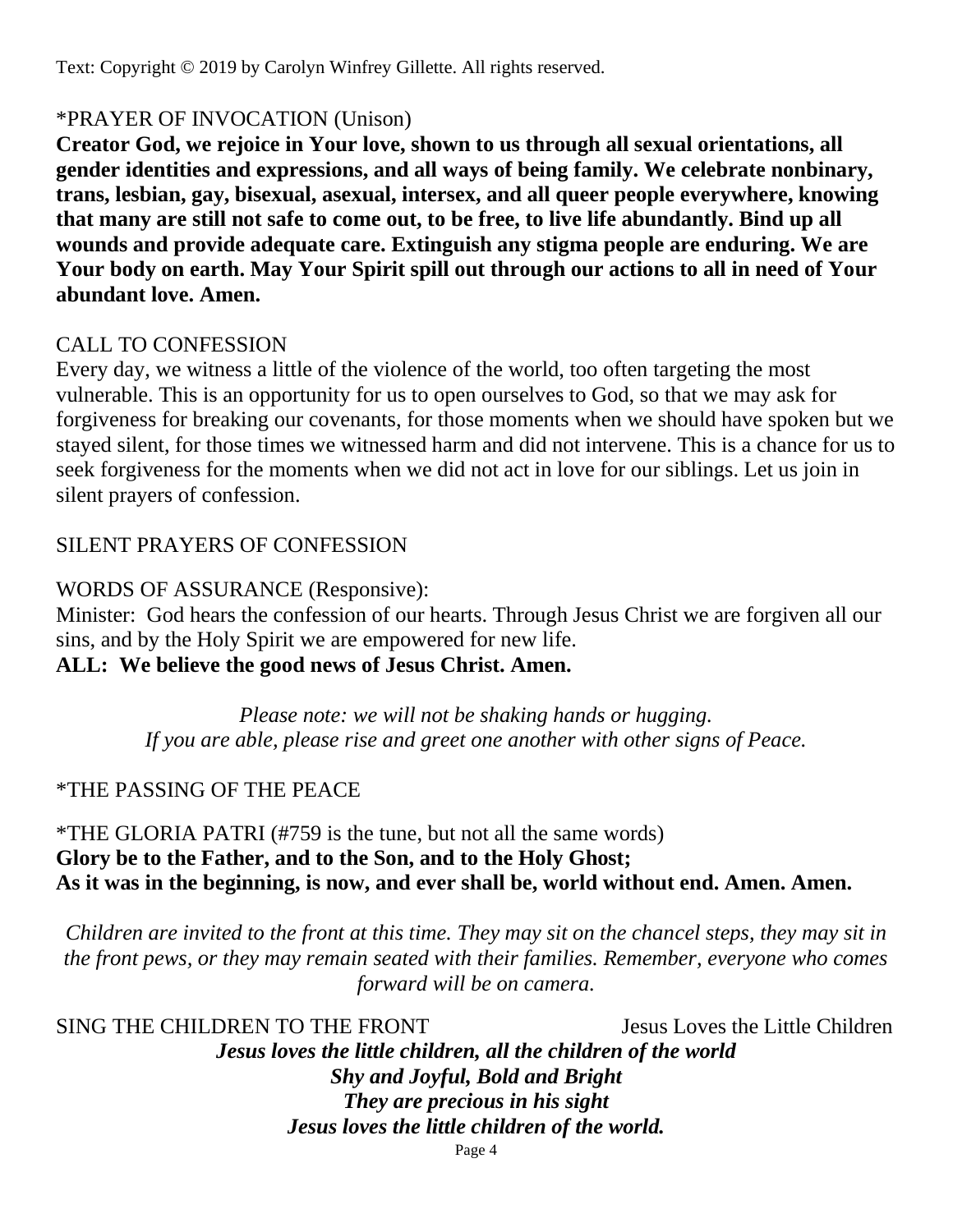Text: Copyright © 2019 by Carolyn Winfrey Gillette. All rights reserved.

*PRAYER OF INVOCATION (Unison)

**Creator God, we rejoice in Your love, shown to us through all sexual orientations, all gender identities and expressions, and all ways of being family. We celebrate nonbinary, trans, lesbian, gay, bisexual, asexual, intersex, and all queer people everywhere, knowing that many are still not safe to come out, to be free, to live life abundantly. Bind up all wounds and provide adequate care. Extinguish any stigma people are enduring. We are Your body on earth. May Your Spirit spill out through our actions to all in need of Your abundant love. Amen.**

CALL TO CONFESSION

Every day, we witness a little of the violence of the world, too often targeting the most vulnerable. This is an opportunity for us to open ourselves to God, so that we may ask for forgiveness for breaking our covenants, for those moments when we should have spoken but we stayed silent, for those times we witnessed harm and did not intervene. This is a chance for us to seek forgiveness for the moments when we did not act in love for our siblings. Let us join in silent prayers of confession.

SILENT PRAYERS OF CONFESSION

WORDS OF ASSURANCE (Responsive):

Minister: God hears the confession of our hearts. Through Jesus Christ we are forgiven all our sins, and by the Holy Spirit we are empowered for new life.

**ALL: We believe the good news of Jesus Christ. Amen.**

*Please note: we will not be shaking hands or hugging.*
*If you are able, please rise and greet one another with other signs of Peace.*

*THE PASSING OF THE PEACE

*THE GLORIA PATRI (#759 is the tune, but not all the same words)

**Glory be to the Father, and to the Son, and to the Holy Ghost;**
**As it was in the beginning, is now, and ever shall be, world without end. Amen. Amen.**

*Children are invited to the front at this time. They may sit on the chancel steps, they may sit in the front pews, or they may remain seated with their families. Remember, everyone who comes forward will be on camera.*

SING THE CHILDREN TO THE FRONT — Jesus Loves the Little Children

***Jesus loves the little children, all the children of the world***
***Shy and Joyful, Bold and Bright***
***They are precious in his sight***
***Jesus loves the little children of the world.***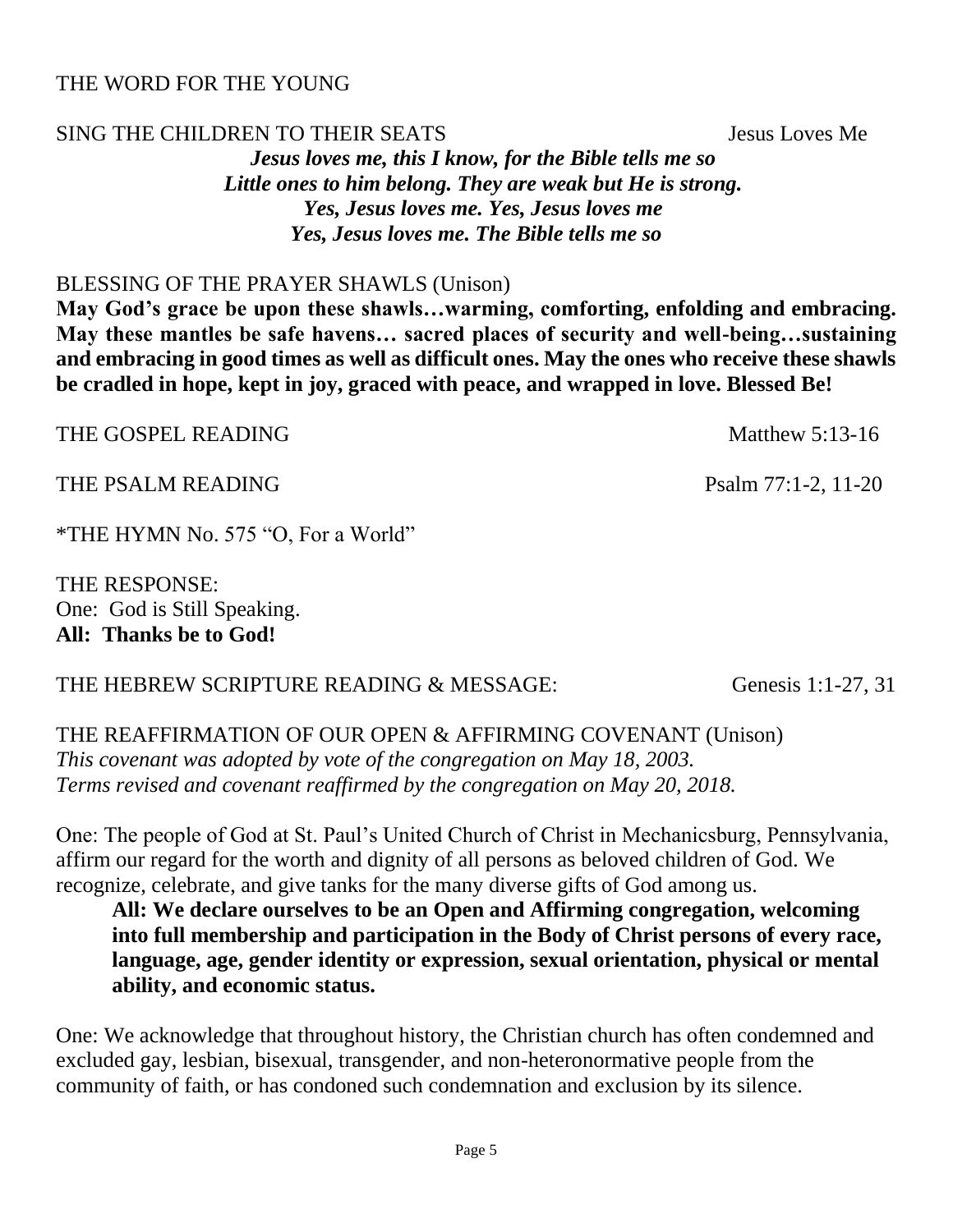THE WORD FOR THE YOUNG

SING THE CHILDREN TO THEIR SEATS Jesus Loves Me

***Jesus loves me, this I know, for the Bible tells me so***
***Little ones to him belong. They are weak but He is strong.***
***Yes, Jesus loves me. Yes, Jesus loves me***
***Yes, Jesus loves me. The Bible tells me so***

BLESSING OF THE PRAYER SHAWLS (Unison)

**May God's grace be upon these shawls…warming, comforting, enfolding and embracing. May these mantles be safe havens… sacred places of security and well-being…sustaining and embracing in good times as well as difficult ones. May the ones who receive these shawls be cradled in hope, kept in joy, graced with peace, and wrapped in love. Blessed Be!**

THE GOSPEL READING Matthew 5:13-16

THE PSALM READING Psalm 77:1-2, 11-20

*THE HYMN No. 575 "O, For a World"

THE RESPONSE:
One: God is Still Speaking.
**All: Thanks be to God!**

THE HEBREW SCRIPTURE READING & MESSAGE: Genesis 1:1-27, 31

THE REAFFIRMATION OF OUR OPEN & AFFIRMING COVENANT (Unison)
*This covenant was adopted by vote of the congregation on May 18, 2003.*
*Terms revised and covenant reaffirmed by the congregation on May 20, 2018.*

One: The people of God at St. Paul's United Church of Christ in Mechanicsburg, Pennsylvania, affirm our regard for the worth and dignity of all persons as beloved children of God. We recognize, celebrate, and give tanks for the many diverse gifts of God among us.

**All: We declare ourselves to be an Open and Affirming congregation, welcoming into full membership and participation in the Body of Christ persons of every race, language, age, gender identity or expression, sexual orientation, physical or mental ability, and economic status.**

One: We acknowledge that throughout history, the Christian church has often condemned and excluded gay, lesbian, bisexual, transgender, and non-heteronormative people from the community of faith, or has condoned such condemnation and exclusion by its silence.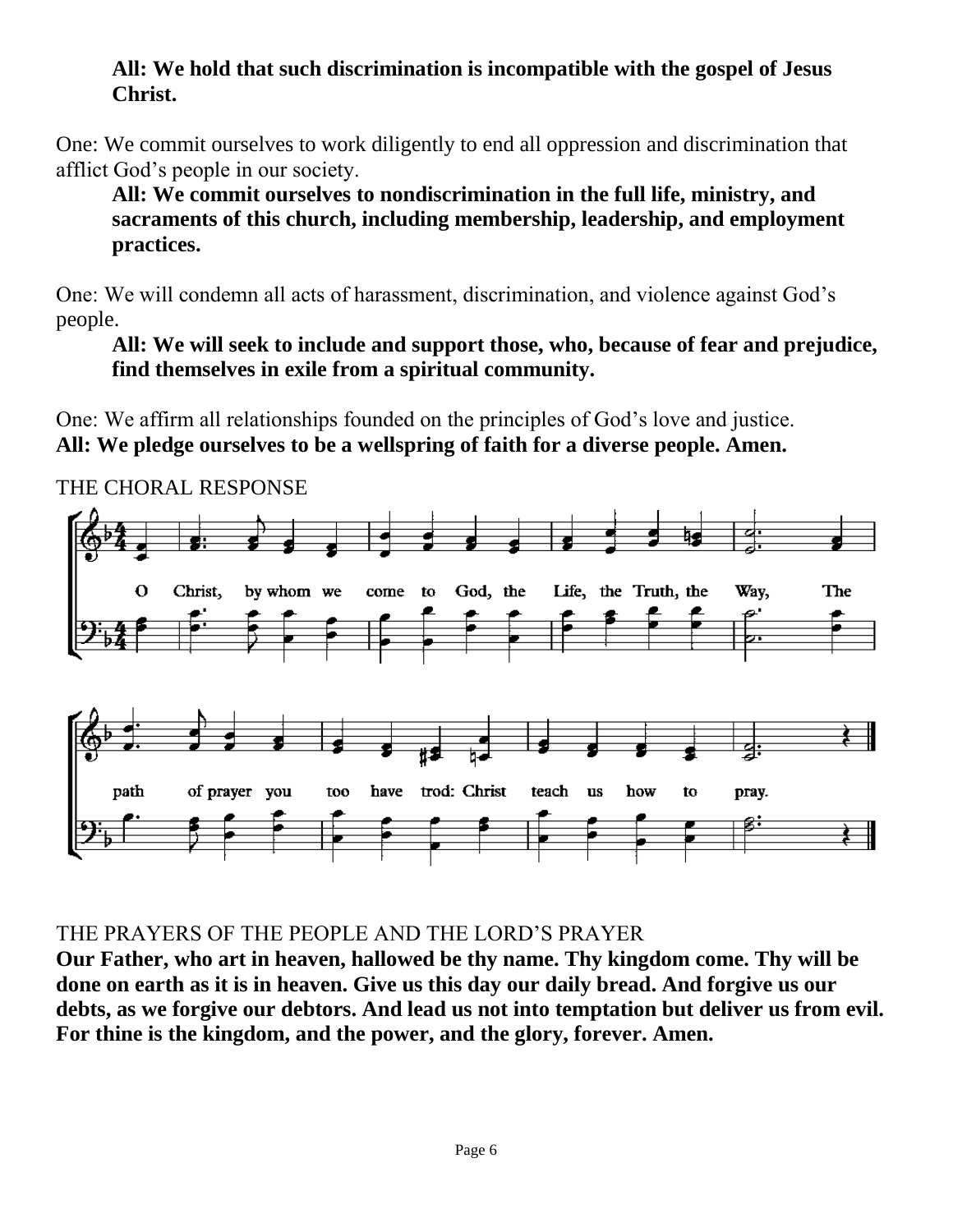**All: We hold that such discrimination is incompatible with the gospel of Jesus Christ.**

One: We commit ourselves to work diligently to end all oppression and discrimination that afflict God's people in our society.

**All: We commit ourselves to nondiscrimination in the full life, ministry, and sacraments of this church, including membership, leadership, and employment practices.**

One: We will condemn all acts of harassment, discrimination, and violence against God's people.

**All: We will seek to include and support those, who, because of fear and prejudice, find themselves in exile from a spiritual community.**

One: We affirm all relationships founded on the principles of God's love and justice.

**All: We pledge ourselves to be a wellspring of faith for a diverse people. Amen.**

THE CHORAL RESPONSE

O Christ, by whom we come to God, the Life, the Truth, the Way, The path of prayer you too have trod: Christ teach us how to pray.

THE PRAYERS OF THE PEOPLE AND THE LORD'S PRAYER

**Our Father, who art in heaven, hallowed be thy name. Thy kingdom come. Thy will be done on earth as it is in heaven. Give us this day our daily bread. And forgive us our debts, as we forgive our debtors. And lead us not into temptation but deliver us from evil. For thine is the kingdom, and the power, and the glory, forever. Amen.**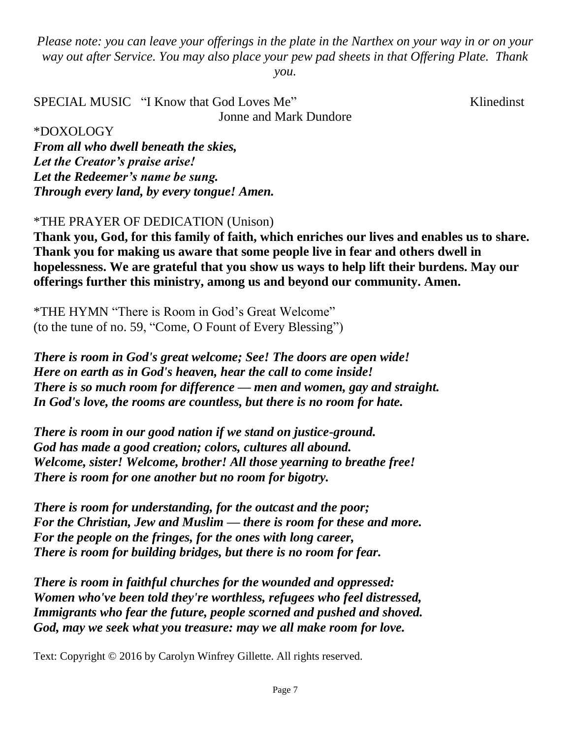*Please note: you can leave your offerings in the plate in the Narthex on your way in or on your way out after Service. You may also place your pew pad sheets in that Offering Plate. Thank you.*

SPECIAL MUSIC "I Know that God Loves Me" Klinedinst
Jonne and Mark Dundore

*DOXOLOGY
***From all who dwell beneath the skies,***
***Let the Creator's praise arise!***
***Let the Redeemer's name be sung.***
***Through every land, by every tongue! Amen.***

*THE PRAYER OF DEDICATION (Unison)
**Thank you, God, for this family of faith, which enriches our lives and enables us to share. Thank you for making us aware that some people live in fear and others dwell in hopelessness. We are grateful that you show us ways to help lift their burdens. May our offerings further this ministry, among us and beyond our community. Amen.**

*THE HYMN "There is Room in God's Great Welcome"
(to the tune of no. 59, "Come, O Fount of Every Blessing")

***There is room in God's great welcome; See! The doors are open wide!***
***Here on earth as in God's heaven, hear the call to come inside!***
***There is so much room for difference — men and women, gay and straight.***
***In God's love, the rooms are countless, but there is no room for hate.***

***There is room in our good nation if we stand on justice-ground.***
***God has made a good creation; colors, cultures all abound.***
***Welcome, sister! Welcome, brother! All those yearning to breathe free!***
***There is room for one another but no room for bigotry.***

***There is room for understanding, for the outcast and the poor;***
***For the Christian, Jew and Muslim — there is room for these and more.***
***For the people on the fringes, for the ones with long career,***
***There is room for building bridges, but there is no room for fear.***

***There is room in faithful churches for the wounded and oppressed:***
***Women who've been told they're worthless, refugees who feel distressed,***
***Immigrants who fear the future, people scorned and pushed and shoved.***
***God, may we seek what you treasure: may we all make room for love.***

Text: Copyright © 2016 by Carolyn Winfrey Gillette. All rights reserved.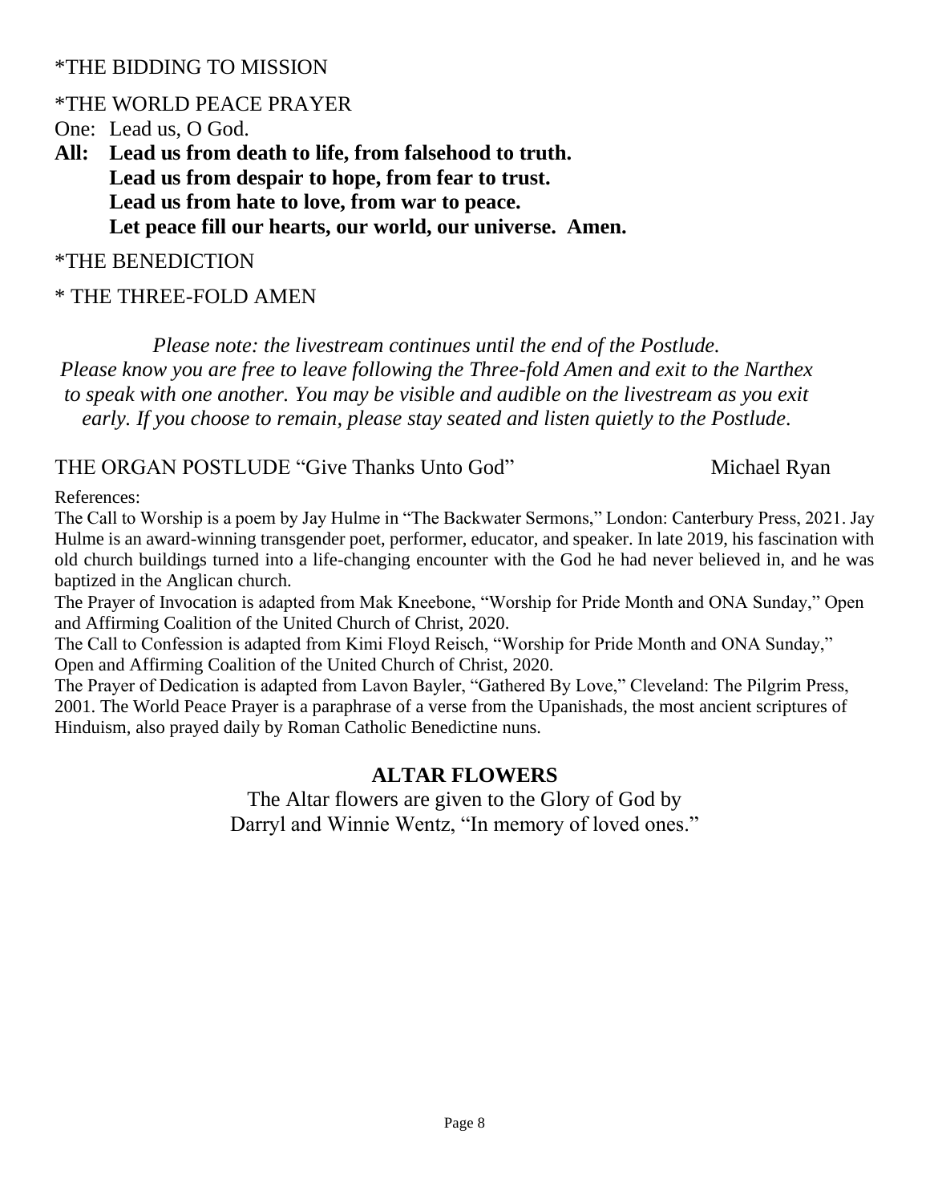*THE BIDDING TO MISSION

*THE WORLD PEACE PRAYER

One: Lead us, O God.

**All: Lead us from death to life, from falsehood to truth.**
**Lead us from despair to hope, from fear to trust.**
**Lead us from hate to love, from war to peace.**
**Let peace fill our hearts, our world, our universe. Amen.**

*THE BENEDICTION

* THE THREE-FOLD AMEN

*Please note: the livestream continues until the end of the Postlude. Please know you are free to leave following the Three-fold Amen and exit to the Narthex to speak with one another. You may be visible and audible on the livestream as you exit early. If you choose to remain, please stay seated and listen quietly to the Postlude.*

THE ORGAN POSTLUDE "Give Thanks Unto God" Michael Ryan

References:

The Call to Worship is a poem by Jay Hulme in "The Backwater Sermons," London: Canterbury Press, 2021. Jay Hulme is an award-winning transgender poet, performer, educator, and speaker. In late 2019, his fascination with old church buildings turned into a life-changing encounter with the God he had never believed in, and he was baptized in the Anglican church.

The Prayer of Invocation is adapted from Mak Kneebone, "Worship for Pride Month and ONA Sunday," Open and Affirming Coalition of the United Church of Christ, 2020.

The Call to Confession is adapted from Kimi Floyd Reisch, "Worship for Pride Month and ONA Sunday," Open and Affirming Coalition of the United Church of Christ, 2020.

The Prayer of Dedication is adapted from Lavon Bayler, "Gathered By Love," Cleveland: The Pilgrim Press, 2001. The World Peace Prayer is a paraphrase of a verse from the Upanishads, the most ancient scriptures of Hinduism, also prayed daily by Roman Catholic Benedictine nuns.

## ALTAR FLOWERS

The Altar flowers are given to the Glory of God by
Darryl and Winnie Wentz, "In memory of loved ones."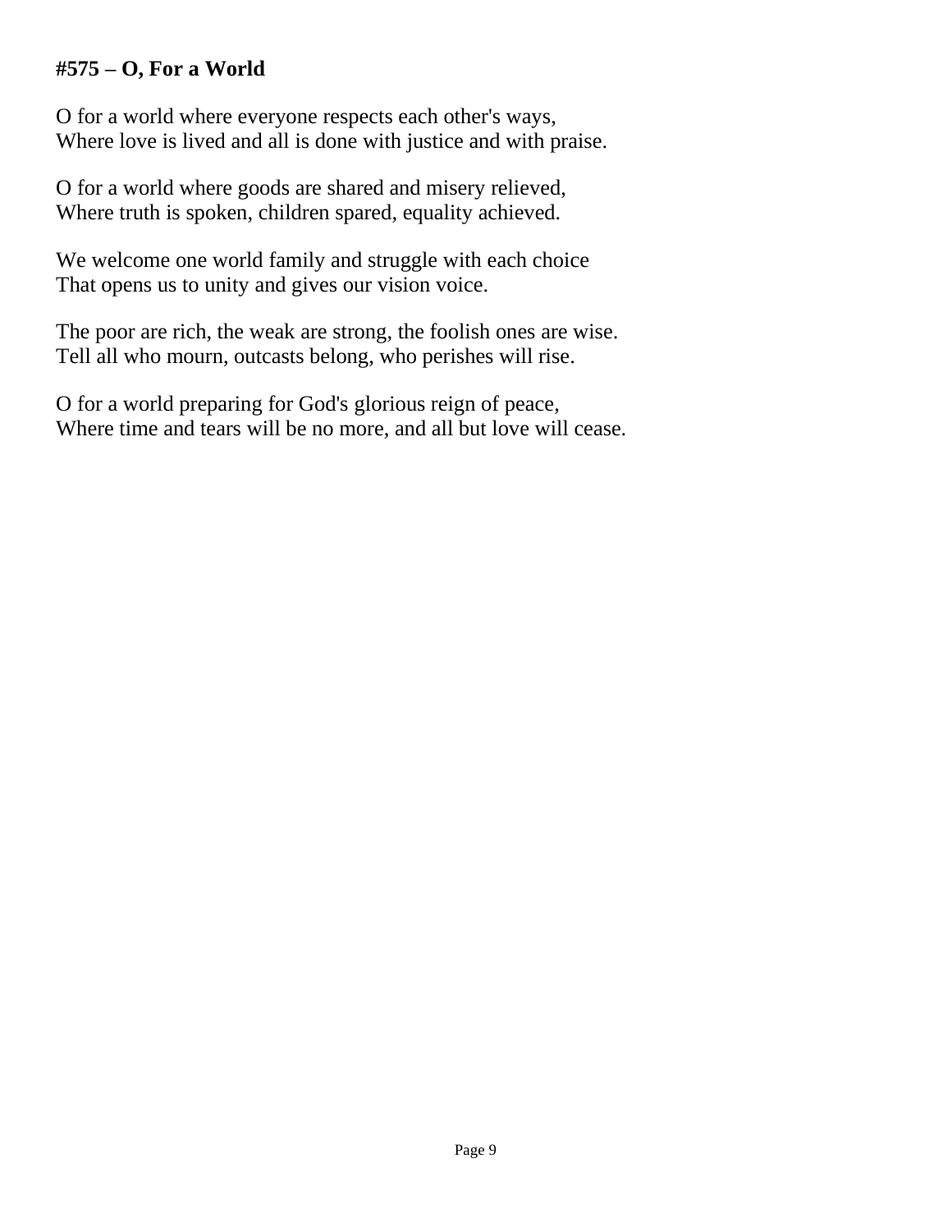**#575 – O, For a World**

O for a world where everyone respects each other's ways,
Where love is lived and all is done with justice and with praise.

O for a world where goods are shared and misery relieved,
Where truth is spoken, children spared, equality achieved.

We welcome one world family and struggle with each choice
That opens us to unity and gives our vision voice.

The poor are rich, the weak are strong, the foolish ones are wise.
Tell all who mourn, outcasts belong, who perishes will rise.

O for a world preparing for God's glorious reign of peace,
Where time and tears will be no more, and all but love will cease.